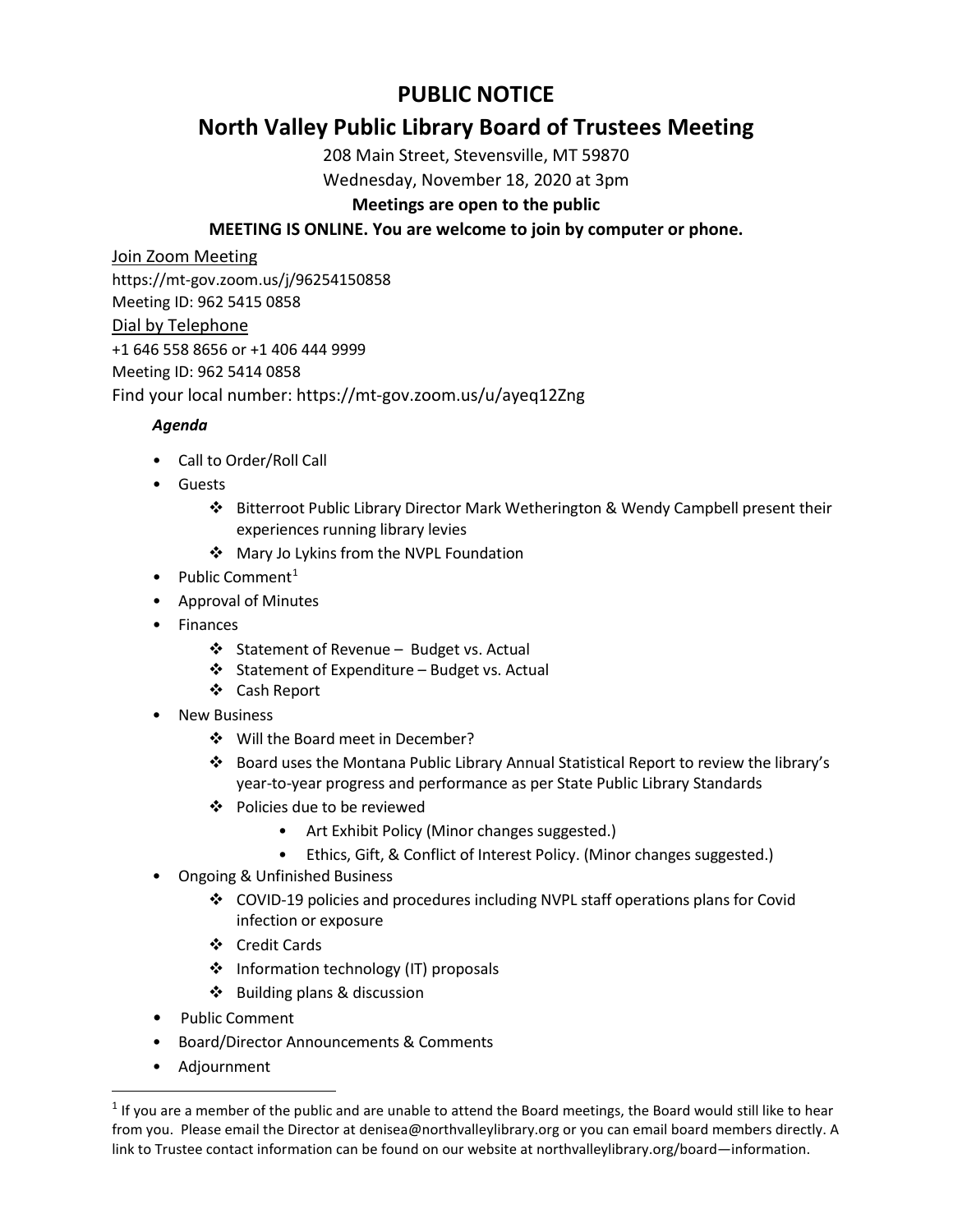# PUBLIC NOTICE

## North Valley Public Library Board of Trustees Meeting

208 Main Street, Stevensville, MT 59870

Wednesday, November 18, 2020 at 3pm

**Meetings are open to the public**

**MEETING IS ONLINE. You are welcome to join by computer or phone.**

Join Zoom Meeting

https://mt-gov.zoom.us/j/96254150858

Meeting ID: 962 5415 0858

Dial by Telephone

+1 646 558 8656 or +1 406 444 9999

Meeting ID: 962 5414 0858

Find your local number: https://mt-gov.zoom.us/u/ayeq12Zng

***Agenda***

- Call to Order/Roll Call
- Guests
  - Bitterroot Public Library Director Mark Wetherington & Wendy Campbell present their experiences running library levies
  - Mary Jo Lykins from the NVPL Foundation
- Public Comment[1]
- Approval of Minutes
- Finances
  - Statement of Revenue – Budget vs. Actual
  - Statement of Expenditure – Budget vs. Actual
  - Cash Report
- New Business
  - Will the Board meet in December?
  - Board uses the Montana Public Library Annual Statistical Report to review the library's year-to-year progress and performance as per State Public Library Standards
  - Policies due to be reviewed
    - Art Exhibit Policy (Minor changes suggested.)
    - Ethics, Gift, & Conflict of Interest Policy. (Minor changes suggested.)
- Ongoing & Unfinished Business
  - COVID-19 policies and procedures including NVPL staff operations plans for Covid infection or exposure
  - Credit Cards
  - Information technology (IT) proposals
  - Building plans & discussion
- Public Comment
- Board/Director Announcements & Comments
- Adjournment

---

[1] If you are a member of the public and are unable to attend the Board meetings, the Board would still like to hear from you. Please email the Director at denisea@northvalleylibrary.org or you can email board members directly. A link to Trustee contact information can be found on our website at northvalleylibrary.org/board—information.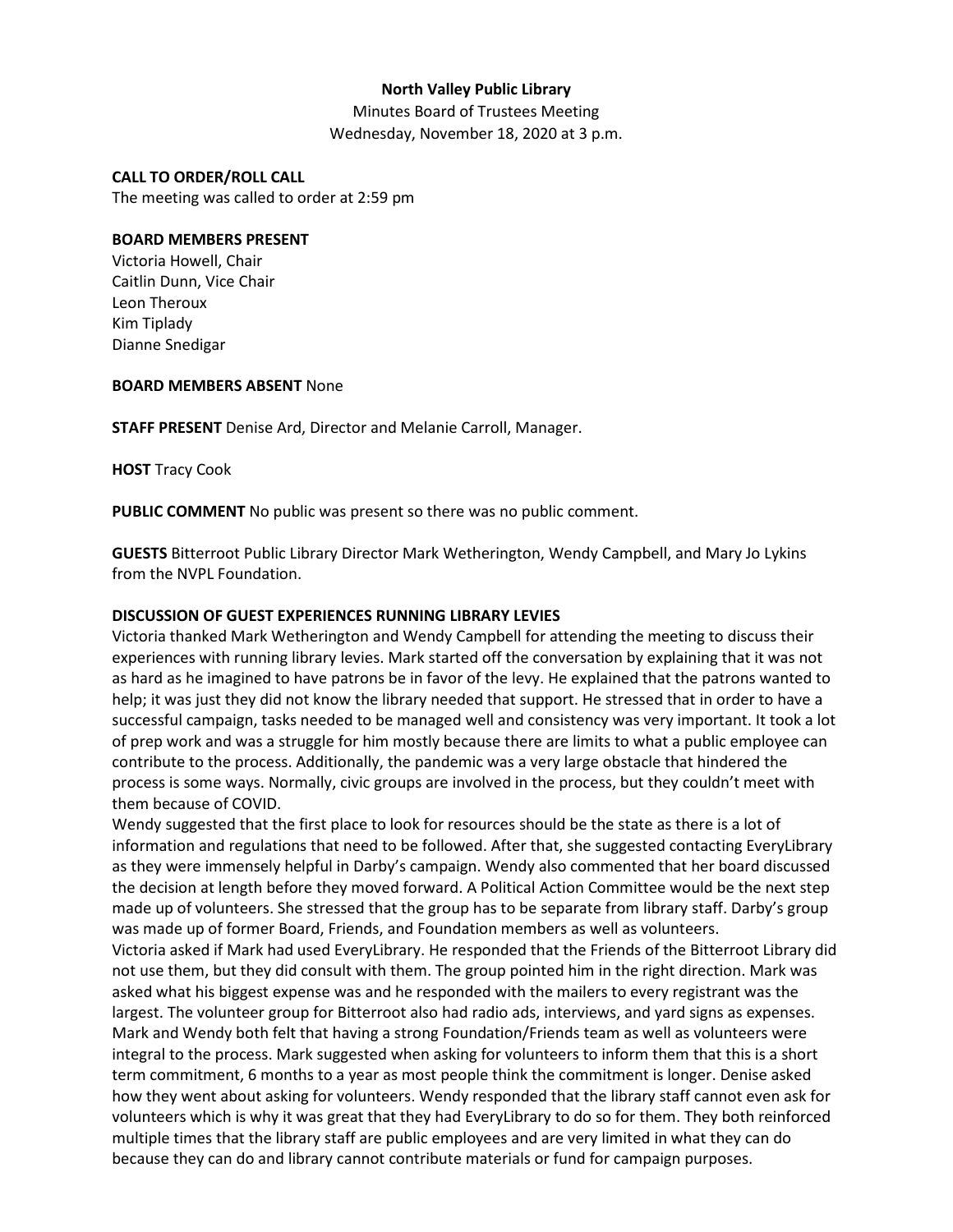**North Valley Public Library**

Minutes Board of Trustees Meeting

Wednesday, November 18, 2020 at 3 p.m.

**CALL TO ORDER/ROLL CALL**

The meeting was called to order at 2:59 pm

**BOARD MEMBERS PRESENT**

Victoria Howell, Chair
Caitlin Dunn, Vice Chair
Leon Theroux
Kim Tiplady
Dianne Snedigar

**BOARD MEMBERS ABSENT** None

**STAFF PRESENT** Denise Ard, Director and Melanie Carroll, Manager.

**HOST** Tracy Cook

**PUBLIC COMMENT** No public was present so there was no public comment.

**GUESTS** Bitterroot Public Library Director Mark Wetherington, Wendy Campbell, and Mary Jo Lykins from the NVPL Foundation.

**DISCUSSION OF GUEST EXPERIENCES RUNNING LIBRARY LEVIES**

Victoria thanked Mark Wetherington and Wendy Campbell for attending the meeting to discuss their experiences with running library levies. Mark started off the conversation by explaining that it was not as hard as he imagined to have patrons be in favor of the levy. He explained that the patrons wanted to help; it was just they did not know the library needed that support. He stressed that in order to have a successful campaign, tasks needed to be managed well and consistency was very important. It took a lot of prep work and was a struggle for him mostly because there are limits to what a public employee can contribute to the process. Additionally, the pandemic was a very large obstacle that hindered the process is some ways. Normally, civic groups are involved in the process, but they couldn't meet with them because of COVID.

Wendy suggested that the first place to look for resources should be the state as there is a lot of information and regulations that need to be followed. After that, she suggested contacting EveryLibrary as they were immensely helpful in Darby's campaign. Wendy also commented that her board discussed the decision at length before they moved forward. A Political Action Committee would be the next step made up of volunteers. She stressed that the group has to be separate from library staff. Darby's group was made up of former Board, Friends, and Foundation members as well as volunteers.

Victoria asked if Mark had used EveryLibrary. He responded that the Friends of the Bitterroot Library did not use them, but they did consult with them. The group pointed him in the right direction. Mark was asked what his biggest expense was and he responded with the mailers to every registrant was the largest. The volunteer group for Bitterroot also had radio ads, interviews, and yard signs as expenses. Mark and Wendy both felt that having a strong Foundation/Friends team as well as volunteers were integral to the process. Mark suggested when asking for volunteers to inform them that this is a short term commitment, 6 months to a year as most people think the commitment is longer. Denise asked how they went about asking for volunteers. Wendy responded that the library staff cannot even ask for volunteers which is why it was great that they had EveryLibrary to do so for them. They both reinforced multiple times that the library staff are public employees and are very limited in what they can do because they can do and library cannot contribute materials or fund for campaign purposes.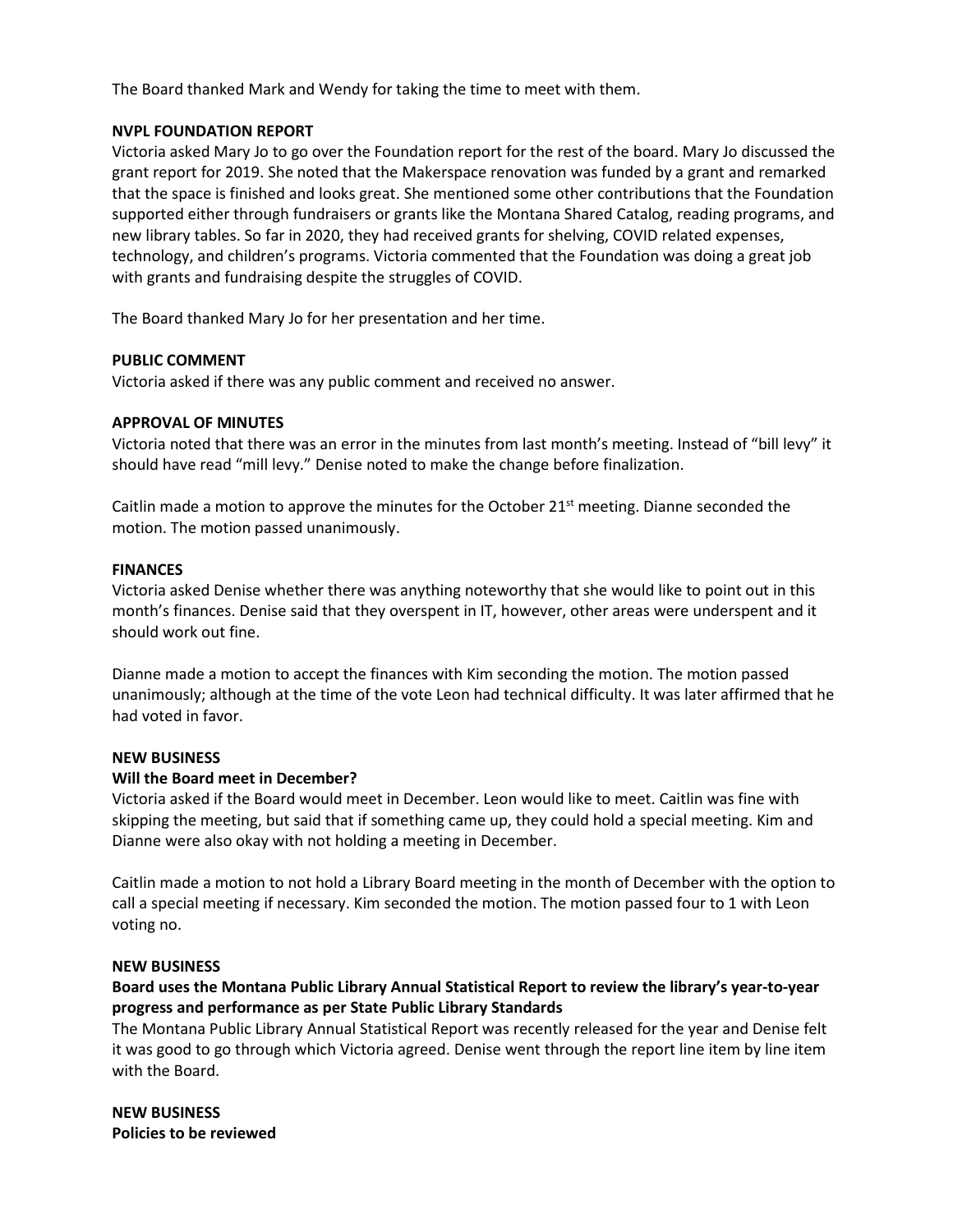The Board thanked Mark and Wendy for taking the time to meet with them.

**NVPL FOUNDATION REPORT**

Victoria asked Mary Jo to go over the Foundation report for the rest of the board. Mary Jo discussed the grant report for 2019. She noted that the Makerspace renovation was funded by a grant and remarked that the space is finished and looks great. She mentioned some other contributions that the Foundation supported either through fundraisers or grants like the Montana Shared Catalog, reading programs, and new library tables. So far in 2020, they had received grants for shelving, COVID related expenses, technology, and children's programs. Victoria commented that the Foundation was doing a great job with grants and fundraising despite the struggles of COVID.

The Board thanked Mary Jo for her presentation and her time.

**PUBLIC COMMENT**

Victoria asked if there was any public comment and received no answer.

**APPROVAL OF MINUTES**

Victoria noted that there was an error in the minutes from last month's meeting. Instead of "bill levy" it should have read "mill levy." Denise noted to make the change before finalization.

Caitlin made a motion to approve the minutes for the October 21st meeting. Dianne seconded the motion. The motion passed unanimously.

**FINANCES**

Victoria asked Denise whether there was anything noteworthy that she would like to point out in this month's finances. Denise said that they overspent in IT, however, other areas were underspent and it should work out fine.

Dianne made a motion to accept the finances with Kim seconding the motion. The motion passed unanimously; although at the time of the vote Leon had technical difficulty. It was later affirmed that he had voted in favor.

**NEW BUSINESS**

**Will the Board meet in December?**

Victoria asked if the Board would meet in December. Leon would like to meet. Caitlin was fine with skipping the meeting, but said that if something came up, they could hold a special meeting. Kim and Dianne were also okay with not holding a meeting in December.

Caitlin made a motion to not hold a Library Board meeting in the month of December with the option to call a special meeting if necessary. Kim seconded the motion. The motion passed four to 1 with Leon voting no.

**NEW BUSINESS**

**Board uses the Montana Public Library Annual Statistical Report to review the library's year-to-year progress and performance as per State Public Library Standards**

The Montana Public Library Annual Statistical Report was recently released for the year and Denise felt it was good to go through which Victoria agreed. Denise went through the report line item by line item with the Board.

**NEW BUSINESS**

**Policies to be reviewed**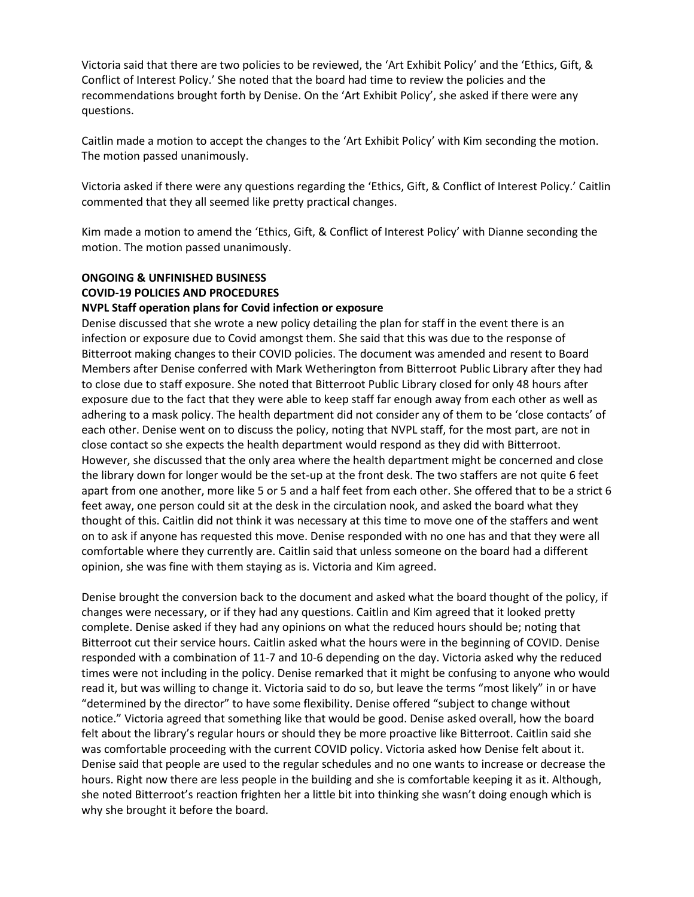Victoria said that there are two policies to be reviewed, the 'Art Exhibit Policy' and the 'Ethics, Gift, & Conflict of Interest Policy.' She noted that the board had time to review the policies and the recommendations brought forth by Denise. On the 'Art Exhibit Policy', she asked if there were any questions.

Caitlin made a motion to accept the changes to the 'Art Exhibit Policy' with Kim seconding the motion. The motion passed unanimously.

Victoria asked if there were any questions regarding the 'Ethics, Gift, & Conflict of Interest Policy.' Caitlin commented that they all seemed like pretty practical changes.

Kim made a motion to amend the 'Ethics, Gift, & Conflict of Interest Policy' with Dianne seconding the motion. The motion passed unanimously.

**ONGOING & UNFINISHED BUSINESS**

**COVID-19 POLICIES AND PROCEDURES**

**NVPL Staff operation plans for Covid infection or exposure**

Denise discussed that she wrote a new policy detailing the plan for staff in the event there is an infection or exposure due to Covid amongst them. She said that this was due to the response of Bitterroot making changes to their COVID policies. The document was amended and resent to Board Members after Denise conferred with Mark Wetherington from Bitterroot Public Library after they had to close due to staff exposure. She noted that Bitterroot Public Library closed for only 48 hours after exposure due to the fact that they were able to keep staff far enough away from each other as well as adhering to a mask policy. The health department did not consider any of them to be 'close contacts' of each other. Denise went on to discuss the policy, noting that NVPL staff, for the most part, are not in close contact so she expects the health department would respond as they did with Bitterroot. However, she discussed that the only area where the health department might be concerned and close the library down for longer would be the set-up at the front desk. The two staffers are not quite 6 feet apart from one another, more like 5 or 5 and a half feet from each other. She offered that to be a strict 6 feet away, one person could sit at the desk in the circulation nook, and asked the board what they thought of this. Caitlin did not think it was necessary at this time to move one of the staffers and went on to ask if anyone has requested this move. Denise responded with no one has and that they were all comfortable where they currently are. Caitlin said that unless someone on the board had a different opinion, she was fine with them staying as is. Victoria and Kim agreed.

Denise brought the conversion back to the document and asked what the board thought of the policy, if changes were necessary, or if they had any questions. Caitlin and Kim agreed that it looked pretty complete. Denise asked if they had any opinions on what the reduced hours should be; noting that Bitterroot cut their service hours. Caitlin asked what the hours were in the beginning of COVID. Denise responded with a combination of 11-7 and 10-6 depending on the day. Victoria asked why the reduced times were not including in the policy. Denise remarked that it might be confusing to anyone who would read it, but was willing to change it. Victoria said to do so, but leave the terms "most likely" in or have "determined by the director" to have some flexibility. Denise offered "subject to change without notice." Victoria agreed that something like that would be good. Denise asked overall, how the board felt about the library's regular hours or should they be more proactive like Bitterroot. Caitlin said she was comfortable proceeding with the current COVID policy. Victoria asked how Denise felt about it. Denise said that people are used to the regular schedules and no one wants to increase or decrease the hours. Right now there are less people in the building and she is comfortable keeping it as it. Although, she noted Bitterroot's reaction frighten her a little bit into thinking she wasn't doing enough which is why she brought it before the board.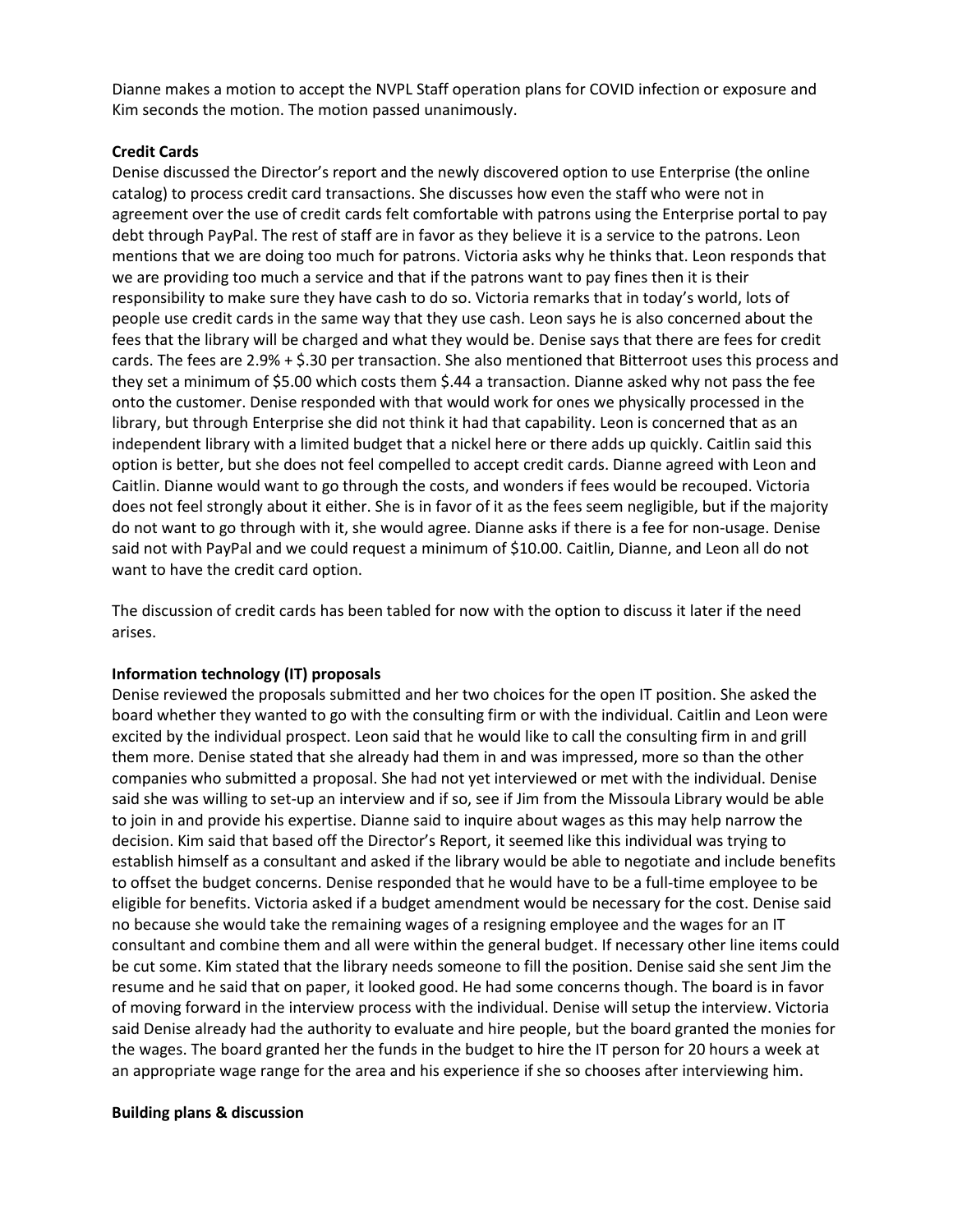Dianne makes a motion to accept the NVPL Staff operation plans for COVID infection or exposure and Kim seconds the motion. The motion passed unanimously.

**Credit Cards**

Denise discussed the Director's report and the newly discovered option to use Enterprise (the online catalog) to process credit card transactions. She discusses how even the staff who were not in agreement over the use of credit cards felt comfortable with patrons using the Enterprise portal to pay debt through PayPal. The rest of staff are in favor as they believe it is a service to the patrons. Leon mentions that we are doing too much for patrons. Victoria asks why he thinks that. Leon responds that we are providing too much a service and that if the patrons want to pay fines then it is their responsibility to make sure they have cash to do so. Victoria remarks that in today's world, lots of people use credit cards in the same way that they use cash. Leon says he is also concerned about the fees that the library will be charged and what they would be. Denise says that there are fees for credit cards. The fees are 2.9% + $.30 per transaction. She also mentioned that Bitterroot uses this process and they set a minimum of $5.00 which costs them $.44 a transaction. Dianne asked why not pass the fee onto the customer. Denise responded with that would work for ones we physically processed in the library, but through Enterprise she did not think it had that capability. Leon is concerned that as an independent library with a limited budget that a nickel here or there adds up quickly. Caitlin said this option is better, but she does not feel compelled to accept credit cards. Dianne agreed with Leon and Caitlin. Dianne would want to go through the costs, and wonders if fees would be recouped. Victoria does not feel strongly about it either. She is in favor of it as the fees seem negligible, but if the majority do not want to go through with it, she would agree. Dianne asks if there is a fee for non-usage. Denise said not with PayPal and we could request a minimum of $10.00. Caitlin, Dianne, and Leon all do not want to have the credit card option.

The discussion of credit cards has been tabled for now with the option to discuss it later if the need arises.

**Information technology (IT) proposals**

Denise reviewed the proposals submitted and her two choices for the open IT position. She asked the board whether they wanted to go with the consulting firm or with the individual. Caitlin and Leon were excited by the individual prospect. Leon said that he would like to call the consulting firm in and grill them more. Denise stated that she already had them in and was impressed, more so than the other companies who submitted a proposal. She had not yet interviewed or met with the individual. Denise said she was willing to set-up an interview and if so, see if Jim from the Missoula Library would be able to join in and provide his expertise. Dianne said to inquire about wages as this may help narrow the decision. Kim said that based off the Director's Report, it seemed like this individual was trying to establish himself as a consultant and asked if the library would be able to negotiate and include benefits to offset the budget concerns. Denise responded that he would have to be a full-time employee to be eligible for benefits. Victoria asked if a budget amendment would be necessary for the cost. Denise said no because she would take the remaining wages of a resigning employee and the wages for an IT consultant and combine them and all were within the general budget. If necessary other line items could be cut some. Kim stated that the library needs someone to fill the position. Denise said she sent Jim the resume and he said that on paper, it looked good. He had some concerns though. The board is in favor of moving forward in the interview process with the individual. Denise will setup the interview. Victoria said Denise already had the authority to evaluate and hire people, but the board granted the monies for the wages. The board granted her the funds in the budget to hire the IT person for 20 hours a week at an appropriate wage range for the area and his experience if she so chooses after interviewing him.

**Building plans & discussion**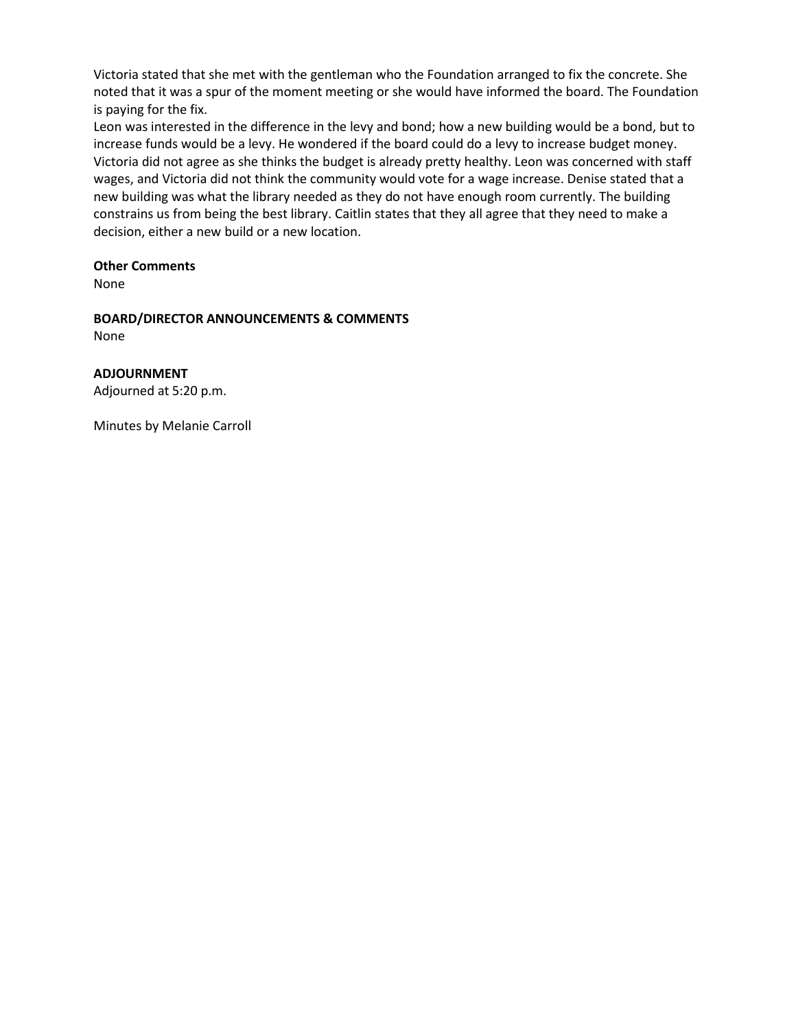Victoria stated that she met with the gentleman who the Foundation arranged to fix the concrete. She noted that it was a spur of the moment meeting or she would have informed the board. The Foundation is paying for the fix.

Leon was interested in the difference in the levy and bond; how a new building would be a bond, but to increase funds would be a levy. He wondered if the board could do a levy to increase budget money. Victoria did not agree as she thinks the budget is already pretty healthy. Leon was concerned with staff wages, and Victoria did not think the community would vote for a wage increase. Denise stated that a new building was what the library needed as they do not have enough room currently. The building constrains us from being the best library. Caitlin states that they all agree that they need to make a decision, either a new build or a new location.

**Other Comments**

None

**BOARD/DIRECTOR ANNOUNCEMENTS & COMMENTS**

None

**ADJOURNMENT**

Adjourned at 5:20 p.m.

Minutes by Melanie Carroll